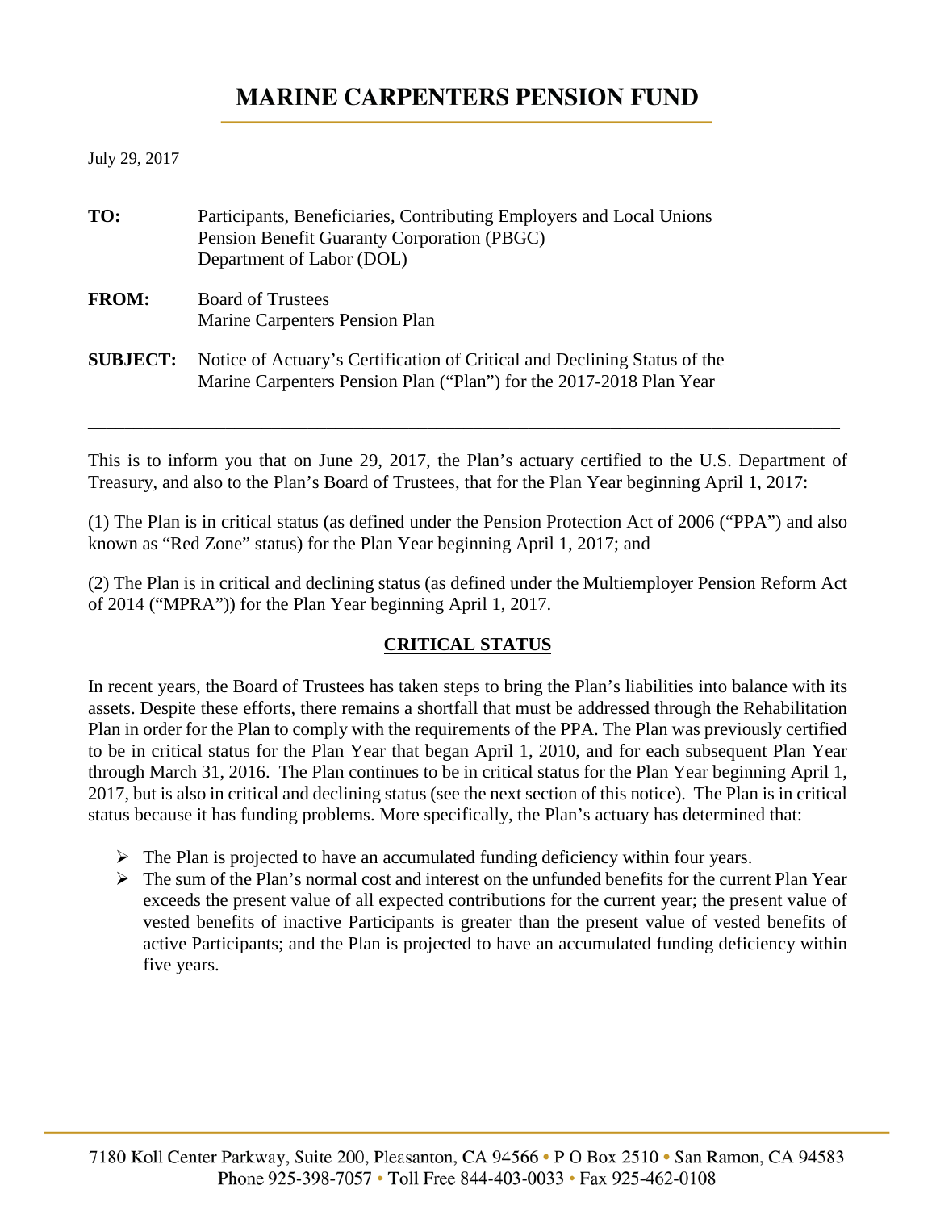# MARINE CARPENTERS PENSION FUND

July 29, 2017

**TO:** Participants, Beneficiaries, Contributing Employers and Local Unions
Pension Benefit Guaranty Corporation (PBGC)
Department of Labor (DOL)

**FROM:** Board of Trustees
Marine Carpenters Pension Plan

**SUBJECT:** Notice of Actuary's Certification of Critical and Declining Status of the Marine Carpenters Pension Plan ("Plan") for the 2017-2018 Plan Year

---

This is to inform you that on June 29, 2017, the Plan's actuary certified to the U.S. Department of Treasury, and also to the Plan's Board of Trustees, that for the Plan Year beginning April 1, 2017:

(1) The Plan is in critical status (as defined under the Pension Protection Act of 2006 ("PPA") and also known as "Red Zone" status) for the Plan Year beginning April 1, 2017; and

(2) The Plan is in critical and declining status (as defined under the Multiemployer Pension Reform Act of 2014 ("MPRA")) for the Plan Year beginning April 1, 2017.

## CRITICAL STATUS

In recent years, the Board of Trustees has taken steps to bring the Plan's liabilities into balance with its assets. Despite these efforts, there remains a shortfall that must be addressed through the Rehabilitation Plan in order for the Plan to comply with the requirements of the PPA. The Plan was previously certified to be in critical status for the Plan Year that began April 1, 2010, and for each subsequent Plan Year through March 31, 2016. The Plan continues to be in critical status for the Plan Year beginning April 1, 2017, but is also in critical and declining status (see the next section of this notice). The Plan is in critical status because it has funding problems. More specifically, the Plan's actuary has determined that:

- The Plan is projected to have an accumulated funding deficiency within four years.
- The sum of the Plan's normal cost and interest on the unfunded benefits for the current Plan Year exceeds the present value of all expected contributions for the current year; the present value of vested benefits of inactive Participants is greater than the present value of vested benefits of active Participants; and the Plan is projected to have an accumulated funding deficiency within five years.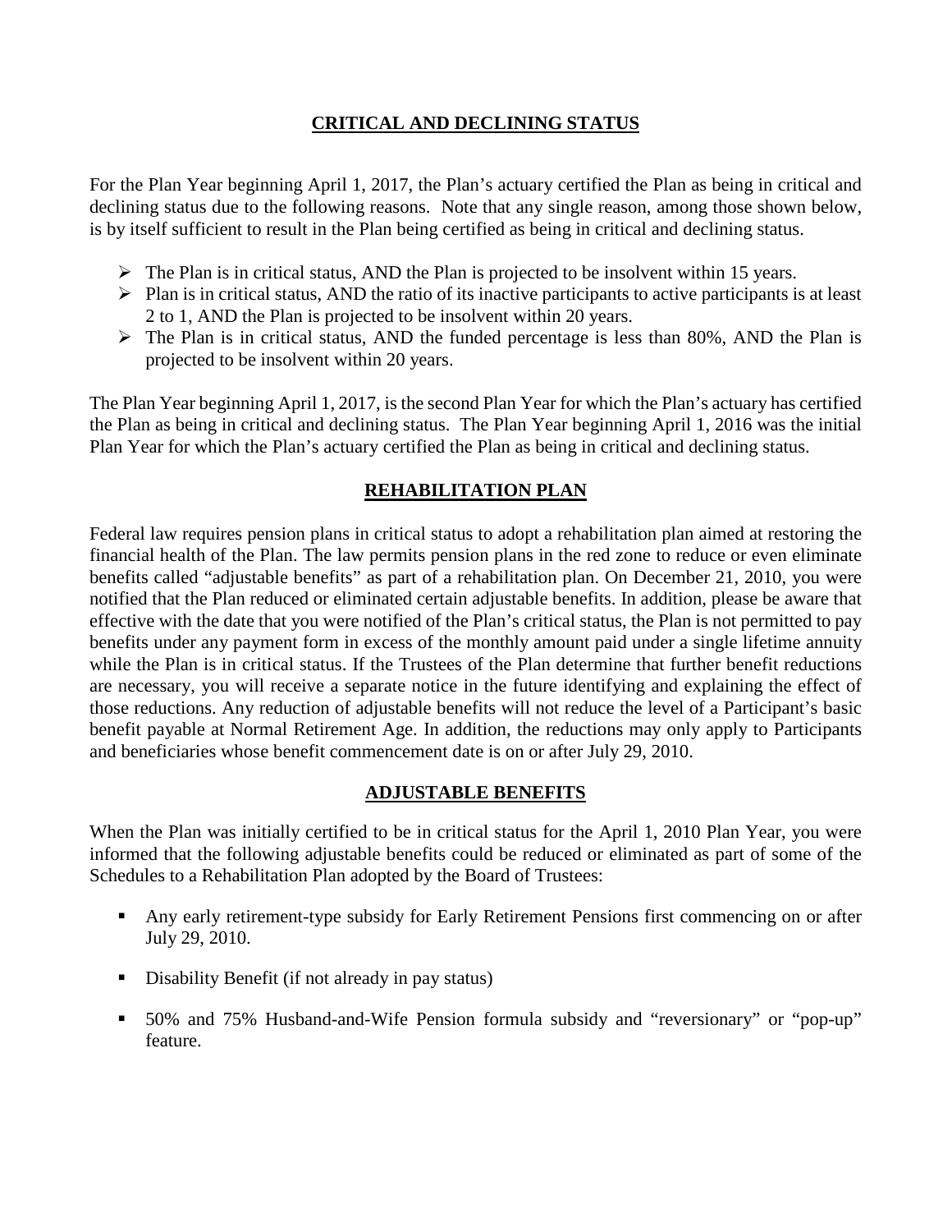## CRITICAL AND DECLINING STATUS

For the Plan Year beginning April 1, 2017, the Plan's actuary certified the Plan as being in critical and declining status due to the following reasons. Note that any single reason, among those shown below, is by itself sufficient to result in the Plan being certified as being in critical and declining status.

- The Plan is in critical status, AND the Plan is projected to be insolvent within 15 years.
- Plan is in critical status, AND the ratio of its inactive participants to active participants is at least 2 to 1, AND the Plan is projected to be insolvent within 20 years.
- The Plan is in critical status, AND the funded percentage is less than 80%, AND the Plan is projected to be insolvent within 20 years.

The Plan Year beginning April 1, 2017, is the second Plan Year for which the Plan's actuary has certified the Plan as being in critical and declining status. The Plan Year beginning April 1, 2016 was the initial Plan Year for which the Plan's actuary certified the Plan as being in critical and declining status.

## REHABILITATION PLAN

Federal law requires pension plans in critical status to adopt a rehabilitation plan aimed at restoring the financial health of the Plan. The law permits pension plans in the red zone to reduce or even eliminate benefits called "adjustable benefits" as part of a rehabilitation plan. On December 21, 2010, you were notified that the Plan reduced or eliminated certain adjustable benefits. In addition, please be aware that effective with the date that you were notified of the Plan's critical status, the Plan is not permitted to pay benefits under any payment form in excess of the monthly amount paid under a single lifetime annuity while the Plan is in critical status. If the Trustees of the Plan determine that further benefit reductions are necessary, you will receive a separate notice in the future identifying and explaining the effect of those reductions. Any reduction of adjustable benefits will not reduce the level of a Participant's basic benefit payable at Normal Retirement Age. In addition, the reductions may only apply to Participants and beneficiaries whose benefit commencement date is on or after July 29, 2010.

## ADJUSTABLE BENEFITS

When the Plan was initially certified to be in critical status for the April 1, 2010 Plan Year, you were informed that the following adjustable benefits could be reduced or eliminated as part of some of the Schedules to a Rehabilitation Plan adopted by the Board of Trustees:

- Any early retirement-type subsidy for Early Retirement Pensions first commencing on or after July 29, 2010.
- Disability Benefit (if not already in pay status)
- 50% and 75% Husband-and-Wife Pension formula subsidy and "reversionary" or "pop-up" feature.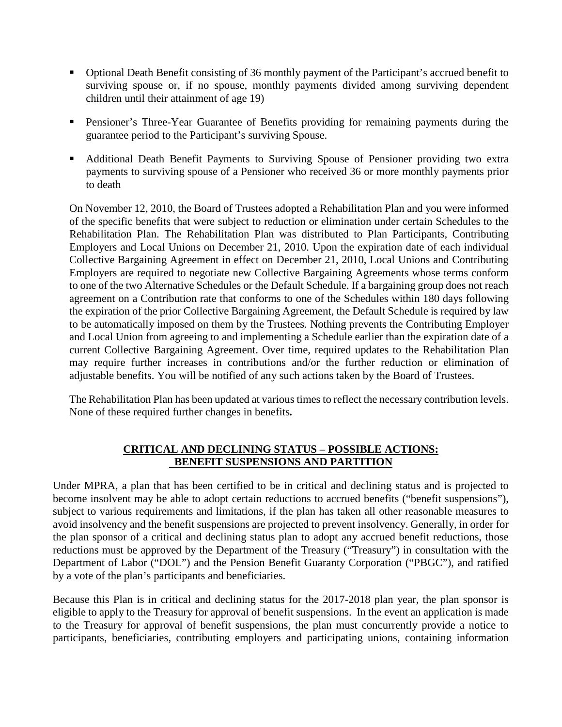- Optional Death Benefit consisting of 36 monthly payment of the Participant's accrued benefit to surviving spouse or, if no spouse, monthly payments divided among surviving dependent children until their attainment of age 19)
- Pensioner's Three-Year Guarantee of Benefits providing for remaining payments during the guarantee period to the Participant's surviving Spouse.
- Additional Death Benefit Payments to Surviving Spouse of Pensioner providing two extra payments to surviving spouse of a Pensioner who received 36 or more monthly payments prior to death

On November 12, 2010, the Board of Trustees adopted a Rehabilitation Plan and you were informed of the specific benefits that were subject to reduction or elimination under certain Schedules to the Rehabilitation Plan. The Rehabilitation Plan was distributed to Plan Participants, Contributing Employers and Local Unions on December 21, 2010. Upon the expiration date of each individual Collective Bargaining Agreement in effect on December 21, 2010, Local Unions and Contributing Employers are required to negotiate new Collective Bargaining Agreements whose terms conform to one of the two Alternative Schedules or the Default Schedule. If a bargaining group does not reach agreement on a Contribution rate that conforms to one of the Schedules within 180 days following the expiration of the prior Collective Bargaining Agreement, the Default Schedule is required by law to be automatically imposed on them by the Trustees. Nothing prevents the Contributing Employer and Local Union from agreeing to and implementing a Schedule earlier than the expiration date of a current Collective Bargaining Agreement. Over time, required updates to the Rehabilitation Plan may require further increases in contributions and/or the further reduction or elimination of adjustable benefits. You will be notified of any such actions taken by the Board of Trustees.

The Rehabilitation Plan has been updated at various times to reflect the necessary contribution levels. None of these required further changes in benefits**.**

## CRITICAL AND DECLINING STATUS – POSSIBLE ACTIONS: BENEFIT SUSPENSIONS AND PARTITION

Under MPRA, a plan that has been certified to be in critical and declining status and is projected to become insolvent may be able to adopt certain reductions to accrued benefits ("benefit suspensions"), subject to various requirements and limitations, if the plan has taken all other reasonable measures to avoid insolvency and the benefit suspensions are projected to prevent insolvency. Generally, in order for the plan sponsor of a critical and declining status plan to adopt any accrued benefit reductions, those reductions must be approved by the Department of the Treasury ("Treasury") in consultation with the Department of Labor ("DOL") and the Pension Benefit Guaranty Corporation ("PBGC"), and ratified by a vote of the plan's participants and beneficiaries.

Because this Plan is in critical and declining status for the 2017-2018 plan year, the plan sponsor is eligible to apply to the Treasury for approval of benefit suspensions. In the event an application is made to the Treasury for approval of benefit suspensions, the plan must concurrently provide a notice to participants, beneficiaries, contributing employers and participating unions, containing information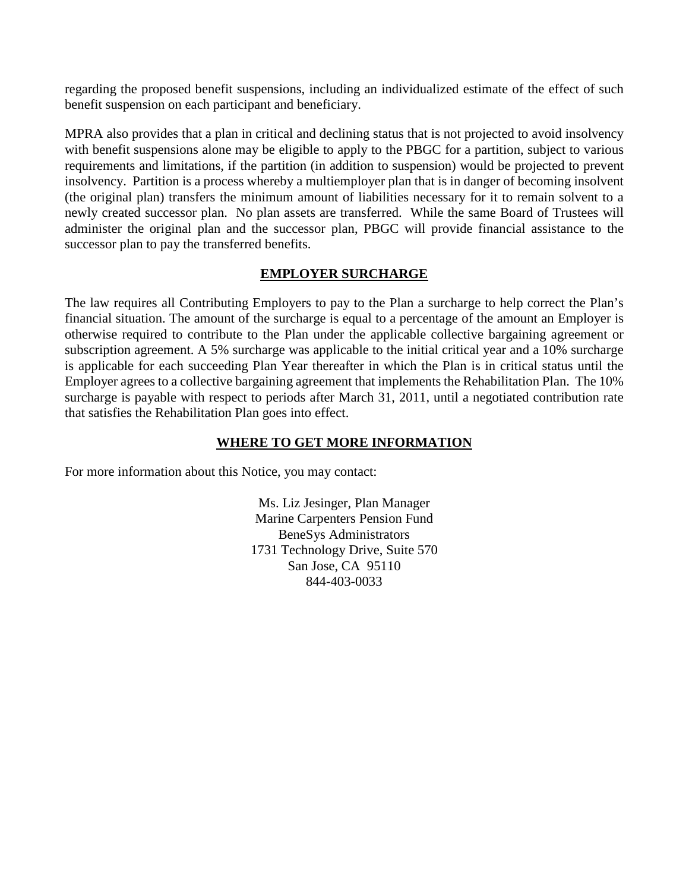regarding the proposed benefit suspensions, including an individualized estimate of the effect of such benefit suspension on each participant and beneficiary.

MPRA also provides that a plan in critical and declining status that is not projected to avoid insolvency with benefit suspensions alone may be eligible to apply to the PBGC for a partition, subject to various requirements and limitations, if the partition (in addition to suspension) would be projected to prevent insolvency. Partition is a process whereby a multiemployer plan that is in danger of becoming insolvent (the original plan) transfers the minimum amount of liabilities necessary for it to remain solvent to a newly created successor plan. No plan assets are transferred. While the same Board of Trustees will administer the original plan and the successor plan, PBGC will provide financial assistance to the successor plan to pay the transferred benefits.

## EMPLOYER SURCHARGE

The law requires all Contributing Employers to pay to the Plan a surcharge to help correct the Plan's financial situation. The amount of the surcharge is equal to a percentage of the amount an Employer is otherwise required to contribute to the Plan under the applicable collective bargaining agreement or subscription agreement. A 5% surcharge was applicable to the initial critical year and a 10% surcharge is applicable for each succeeding Plan Year thereafter in which the Plan is in critical status until the Employer agrees to a collective bargaining agreement that implements the Rehabilitation Plan. The 10% surcharge is payable with respect to periods after March 31, 2011, until a negotiated contribution rate that satisfies the Rehabilitation Plan goes into effect.

## WHERE TO GET MORE INFORMATION

For more information about this Notice, you may contact:

Ms. Liz Jesinger, Plan Manager
Marine Carpenters Pension Fund
BeneSys Administrators
1731 Technology Drive, Suite 570
San Jose, CA 95110
844-403-0033